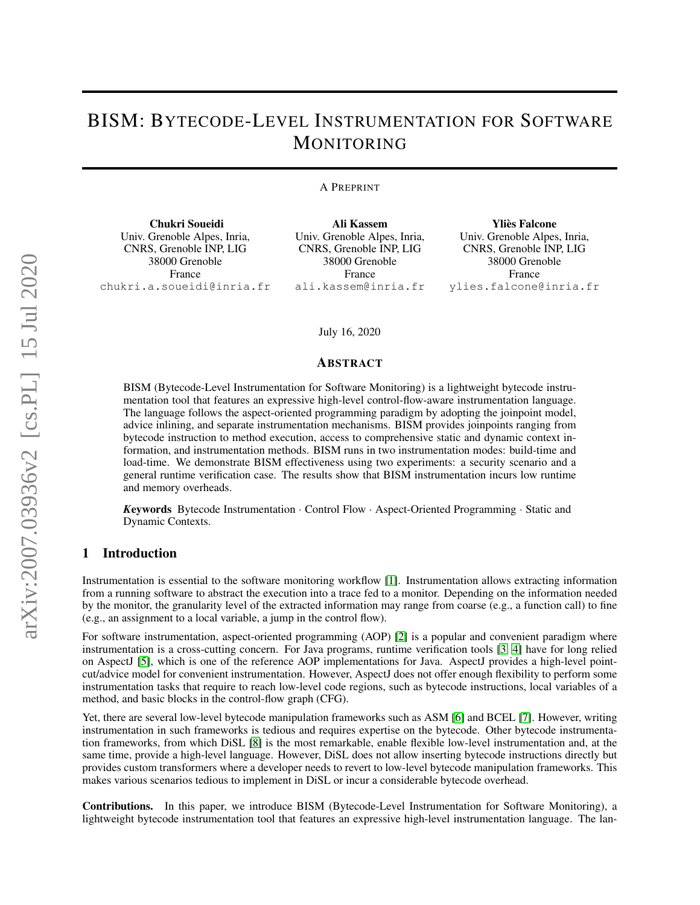# BISM: Bytecode-Level Instrumentation for Software Monitoring

A Preprint

**Chukri Soueidi**
Univ. Grenoble Alpes, Inria, CNRS, Grenoble INP, LIG
38000 Grenoble
France
chukri.a.soueidi@inria.fr

**Ali Kassem**
Univ. Grenoble Alpes, Inria, CNRS, Grenoble INP, LIG
38000 Grenoble
France
ali.kassem@inria.fr

**Yliès Falcone**
Univ. Grenoble Alpes, Inria, CNRS, Grenoble INP, LIG
38000 Grenoble
France
ylies.falcone@inria.fr

July 16, 2020

## Abstract

BISM (Bytecode-Level Instrumentation for Software Monitoring) is a lightweight bytecode instrumentation tool that features an expressive high-level control-flow-aware instrumentation language. The language follows the aspect-oriented programming paradigm by adopting the joinpoint model, advice inlining, and separate instrumentation mechanisms. BISM provides joinpoints ranging from bytecode instruction to method execution, access to comprehensive static and dynamic context information, and instrumentation methods. BISM runs in two instrumentation modes: build-time and load-time. We demonstrate BISM effectiveness using two experiments: a security scenario and a general runtime verification case. The results show that BISM instrumentation incurs low runtime and memory overheads.

***Keywords*** Bytecode Instrumentation · Control Flow · Aspect-Oriented Programming · Static and Dynamic Contexts.

## 1 Introduction

Instrumentation is essential to the software monitoring workflow [1]. Instrumentation allows extracting information from a running software to abstract the execution into a trace fed to a monitor. Depending on the information needed by the monitor, the granularity level of the extracted information may range from coarse (e.g., a function call) to fine (e.g., an assignment to a local variable, a jump in the control flow).

For software instrumentation, aspect-oriented programming (AOP) [2] is a popular and convenient paradigm where instrumentation is a cross-cutting concern. For Java programs, runtime verification tools [3, 4] have for long relied on AspectJ [5], which is one of the reference AOP implementations for Java. AspectJ provides a high-level pointcut/advice model for convenient instrumentation. However, AspectJ does not offer enough flexibility to perform some instrumentation tasks that require to reach low-level code regions, such as bytecode instructions, local variables of a method, and basic blocks in the control-flow graph (CFG).

Yet, there are several low-level bytecode manipulation frameworks such as ASM [6] and BCEL [7]. However, writing instrumentation in such frameworks is tedious and requires expertise on the bytecode. Other bytecode instrumentation frameworks, from which DiSL [8] is the most remarkable, enable flexible low-level instrumentation and, at the same time, provide a high-level language. However, DiSL does not allow inserting bytecode instructions directly but provides custom transformers where a developer needs to revert to low-level bytecode manipulation frameworks. This makes various scenarios tedious to implement in DiSL or incur a considerable bytecode overhead.

**Contributions.** In this paper, we introduce BISM (Bytecode-Level Instrumentation for Software Monitoring), a lightweight bytecode instrumentation tool that features an expressive high-level instrumentation language. The lan-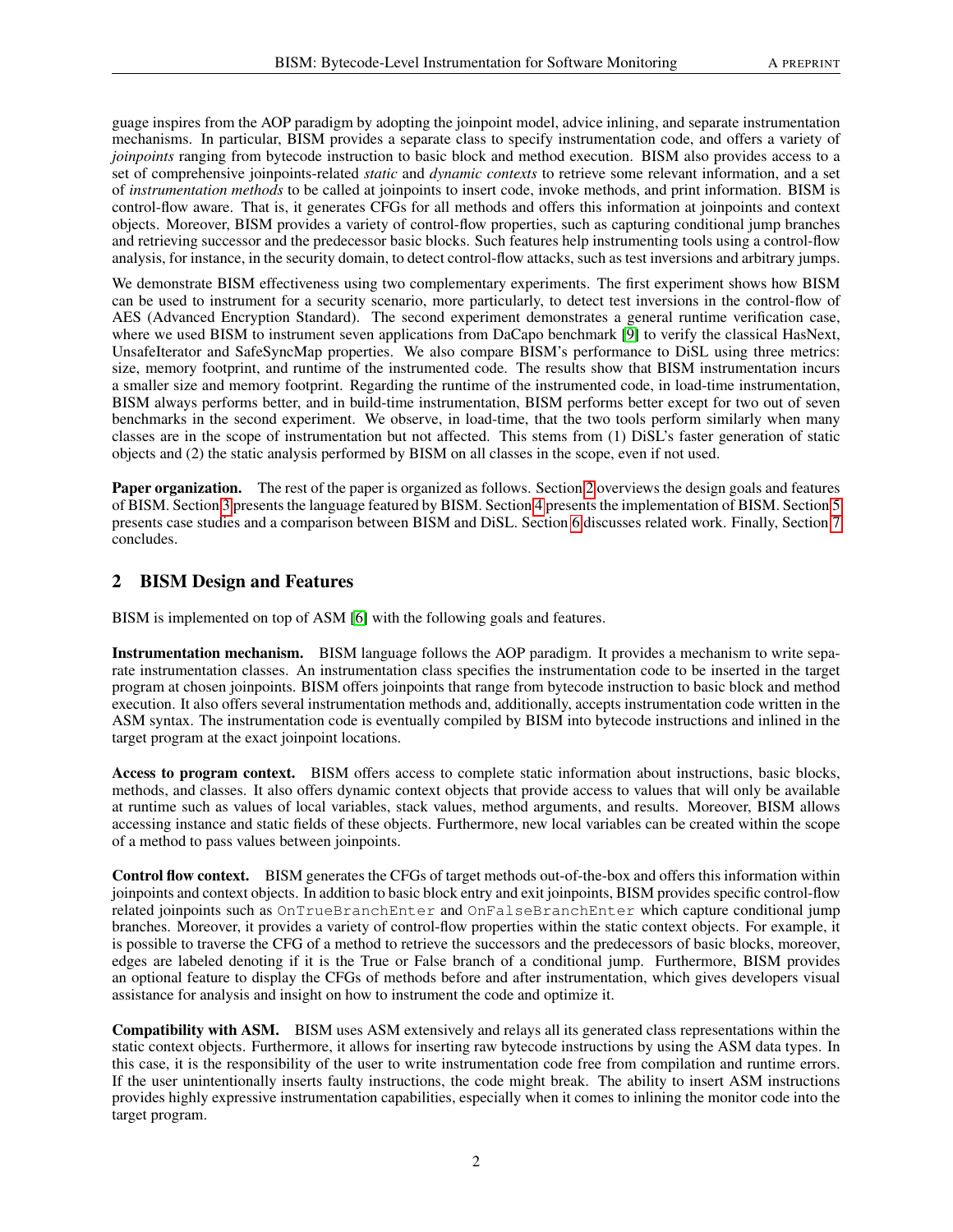guage inspires from the AOP paradigm by adopting the joinpoint model, advice inlining, and separate instrumentation mechanisms. In particular, BISM provides a separate class to specify instrumentation code, and offers a variety of *joinpoints* ranging from bytecode instruction to basic block and method execution. BISM also provides access to a set of comprehensive joinpoints-related *static* and *dynamic contexts* to retrieve some relevant information, and a set of *instrumentation methods* to be called at joinpoints to insert code, invoke methods, and print information. BISM is control-flow aware. That is, it generates CFGs for all methods and offers this information at joinpoints and context objects. Moreover, BISM provides a variety of control-flow properties, such as capturing conditional jump branches and retrieving successor and the predecessor basic blocks. Such features help instrumenting tools using a control-flow analysis, for instance, in the security domain, to detect control-flow attacks, such as test inversions and arbitrary jumps.

We demonstrate BISM effectiveness using two complementary experiments. The first experiment shows how BISM can be used to instrument for a security scenario, more particularly, to detect test inversions in the control-flow of AES (Advanced Encryption Standard). The second experiment demonstrates a general runtime verification case, where we used BISM to instrument seven applications from DaCapo benchmark [9] to verify the classical HasNext, UnsafeIterator and SafeSyncMap properties. We also compare BISM's performance to DiSL using three metrics: size, memory footprint, and runtime of the instrumented code. The results show that BISM instrumentation incurs a smaller size and memory footprint. Regarding the runtime of the instrumented code, in load-time instrumentation, BISM always performs better, and in build-time instrumentation, BISM performs better except for two out of seven benchmarks in the second experiment. We observe, in load-time, that the two tools perform similarly when many classes are in the scope of instrumentation but not affected. This stems from (1) DiSL's faster generation of static objects and (2) the static analysis performed by BISM on all classes in the scope, even if not used.

**Paper organization.** The rest of the paper is organized as follows. Section 2 overviews the design goals and features of BISM. Section 3 presents the language featured by BISM. Section 4 presents the implementation of BISM. Section 5 presents case studies and a comparison between BISM and DiSL. Section 6 discusses related work. Finally, Section 7 concludes.

## 2 BISM Design and Features

BISM is implemented on top of ASM [6] with the following goals and features.

**Instrumentation mechanism.** BISM language follows the AOP paradigm. It provides a mechanism to write separate instrumentation classes. An instrumentation class specifies the instrumentation code to be inserted in the target program at chosen joinpoints. BISM offers joinpoints that range from bytecode instruction to basic block and method execution. It also offers several instrumentation methods and, additionally, accepts instrumentation code written in the ASM syntax. The instrumentation code is eventually compiled by BISM into bytecode instructions and inlined in the target program at the exact joinpoint locations.

**Access to program context.** BISM offers access to complete static information about instructions, basic blocks, methods, and classes. It also offers dynamic context objects that provide access to values that will only be available at runtime such as values of local variables, stack values, method arguments, and results. Moreover, BISM allows accessing instance and static fields of these objects. Furthermore, new local variables can be created within the scope of a method to pass values between joinpoints.

**Control flow context.** BISM generates the CFGs of target methods out-of-the-box and offers this information within joinpoints and context objects. In addition to basic block entry and exit joinpoints, BISM provides specific control-flow related joinpoints such as `OnTrueBranchEnter` and `OnFalseBranchEnter` which capture conditional jump branches. Moreover, it provides a variety of control-flow properties within the static context objects. For example, it is possible to traverse the CFG of a method to retrieve the successors and the predecessors of basic blocks, moreover, edges are labeled denoting if it is the True or False branch of a conditional jump. Furthermore, BISM provides an optional feature to display the CFGs of methods before and after instrumentation, which gives developers visual assistance for analysis and insight on how to instrument the code and optimize it.

**Compatibility with ASM.** BISM uses ASM extensively and relays all its generated class representations within the static context objects. Furthermore, it allows for inserting raw bytecode instructions by using the ASM data types. In this case, it is the responsibility of the user to write instrumentation code free from compilation and runtime errors. If the user unintentionally inserts faulty instructions, the code might break. The ability to insert ASM instructions provides highly expressive instrumentation capabilities, especially when it comes to inlining the monitor code into the target program.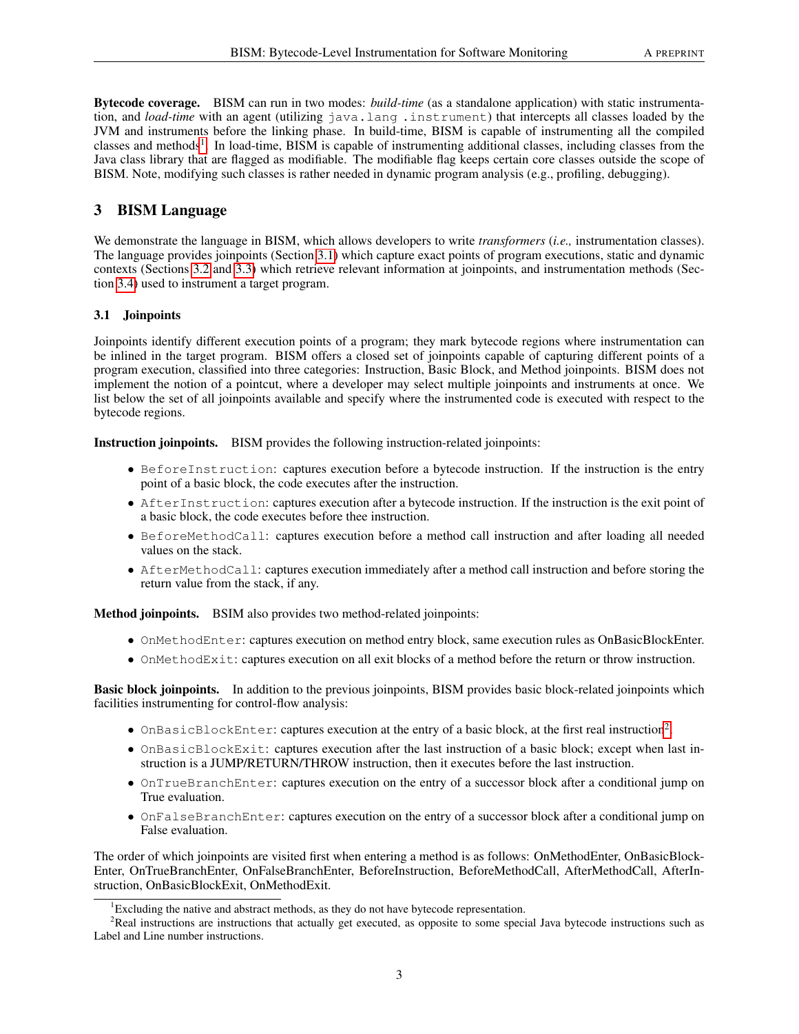**Bytecode coverage.** BISM can run in two modes: *build-time* (as a standalone application) with static instrumentation, and *load-time* with an agent (utilizing `java.lang .instrument`) that intercepts all classes loaded by the JVM and instruments before the linking phase. In build-time, BISM is capable of instrumenting all the compiled classes and methods[1]. In load-time, BISM is capable of instrumenting additional classes, including classes from the Java class library that are flagged as modifiable. The modifiable flag keeps certain core classes outside the scope of BISM. Note, modifying such classes is rather needed in dynamic program analysis (e.g., profiling, debugging).

## 3 BISM Language

We demonstrate the language in BISM, which allows developers to write *transformers* (*i.e.,* instrumentation classes). The language provides joinpoints (Section 3.1) which capture exact points of program executions, static and dynamic contexts (Sections 3.2 and 3.3) which retrieve relevant information at joinpoints, and instrumentation methods (Section 3.4) used to instrument a target program.

### 3.1 Joinpoints

Joinpoints identify different execution points of a program; they mark bytecode regions where instrumentation can be inlined in the target program. BISM offers a closed set of joinpoints capable of capturing different points of a program execution, classified into three categories: Instruction, Basic Block, and Method joinpoints. BISM does not implement the notion of a pointcut, where a developer may select multiple joinpoints and instruments at once. We list below the set of all joinpoints available and specify where the instrumented code is executed with respect to the bytecode regions.

**Instruction joinpoints.** BISM provides the following instruction-related joinpoints:

- `BeforeInstruction`: captures execution before a bytecode instruction. If the instruction is the entry point of a basic block, the code executes after the instruction.
- `AfterInstruction`: captures execution after a bytecode instruction. If the instruction is the exit point of a basic block, the code executes before thee instruction.
- `BeforeMethodCall`: captures execution before a method call instruction and after loading all needed values on the stack.
- `AfterMethodCall`: captures execution immediately after a method call instruction and before storing the return value from the stack, if any.

**Method joinpoints.** BSIM also provides two method-related joinpoints:

- `OnMethodEnter`: captures execution on method entry block, same execution rules as OnBasicBlockEnter.
- `OnMethodExit`: captures execution on all exit blocks of a method before the return or throw instruction.

**Basic block joinpoints.** In addition to the previous joinpoints, BISM provides basic block-related joinpoints which facilities instrumenting for control-flow analysis:

- `OnBasicBlockEnter`: captures execution at the entry of a basic block, at the first real instruction[2].
- `OnBasicBlockExit`: captures execution after the last instruction of a basic block; except when last instruction is a JUMP/RETURN/THROW instruction, then it executes before the last instruction.
- `OnTrueBranchEnter`: captures execution on the entry of a successor block after a conditional jump on True evaluation.
- `OnFalseBranchEnter`: captures execution on the entry of a successor block after a conditional jump on False evaluation.

The order of which joinpoints are visited first when entering a method is as follows: OnMethodEnter, OnBasicBlockEnter, OnTrueBranchEnter, OnFalseBranchEnter, BeforeInstruction, BeforeMethodCall, AfterMethodCall, AfterInstruction, OnBasicBlockExit, OnMethodExit.

[1] Excluding the native and abstract methods, as they do not have bytecode representation.

[2] Real instructions are instructions that actually get executed, as opposite to some special Java bytecode instructions such as Label and Line number instructions.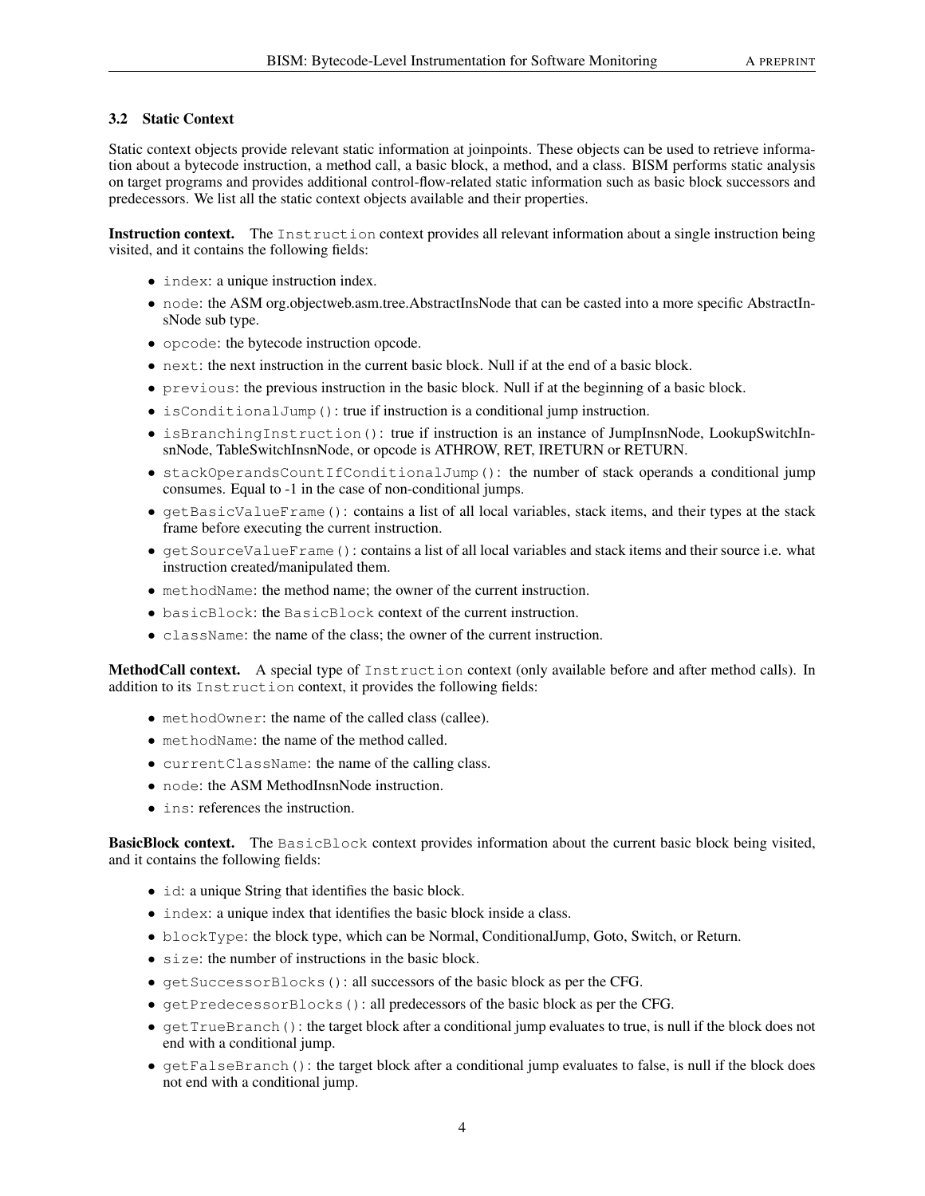### 3.2 Static Context

Static context objects provide relevant static information at joinpoints. These objects can be used to retrieve information about a bytecode instruction, a method call, a basic block, a method, and a class. BISM performs static analysis on target programs and provides additional control-flow-related static information such as basic block successors and predecessors. We list all the static context objects available and their properties.

**Instruction context.** The `Instruction` context provides all relevant information about a single instruction being visited, and it contains the following fields:

- `index`: a unique instruction index.
- `node`: the ASM org.objectweb.asm.tree.AbstractInsNode that can be casted into a more specific AbstractInsNode sub type.
- `opcode`: the bytecode instruction opcode.
- `next`: the next instruction in the current basic block. Null if at the end of a basic block.
- `previous`: the previous instruction in the basic block. Null if at the beginning of a basic block.
- `isConditionalJump()`: true if instruction is a conditional jump instruction.
- `isBranchingInstruction()`: true if instruction is an instance of JumpInsnNode, LookupSwitchInsnNode, TableSwitchInsnNode, or opcode is ATHROW, RET, IRETURN or RETURN.
- `stackOperandsCountIfConditionalJump()`: the number of stack operands a conditional jump consumes. Equal to -1 in the case of non-conditional jumps.
- `getBasicValueFrame()`: contains a list of all local variables, stack items, and their types at the stack frame before executing the current instruction.
- `getSourceValueFrame()`: contains a list of all local variables and stack items and their source i.e. what instruction created/manipulated them.
- `methodName`: the method name; the owner of the current instruction.
- `basicBlock`: the `BasicBlock` context of the current instruction.
- `className`: the name of the class; the owner of the current instruction.

**MethodCall context.** A special type of `Instruction` context (only available before and after method calls). In addition to its `Instruction` context, it provides the following fields:

- `methodOwner`: the name of the called class (callee).
- `methodName`: the name of the method called.
- `currentClassName`: the name of the calling class.
- `node`: the ASM MethodInsnNode instruction.
- `ins`: references the instruction.

**BasicBlock context.** The `BasicBlock` context provides information about the current basic block being visited, and it contains the following fields:

- `id`: a unique String that identifies the basic block.
- `index`: a unique index that identifies the basic block inside a class.
- `blockType`: the block type, which can be Normal, ConditionalJump, Goto, Switch, or Return.
- `size`: the number of instructions in the basic block.
- `getSuccessorBlocks()`: all successors of the basic block as per the CFG.
- `getPredecessorBlocks()`: all predecessors of the basic block as per the CFG.
- `getTrueBranch()`: the target block after a conditional jump evaluates to true, is null if the block does not end with a conditional jump.
- `getFalseBranch()`: the target block after a conditional jump evaluates to false, is null if the block does not end with a conditional jump.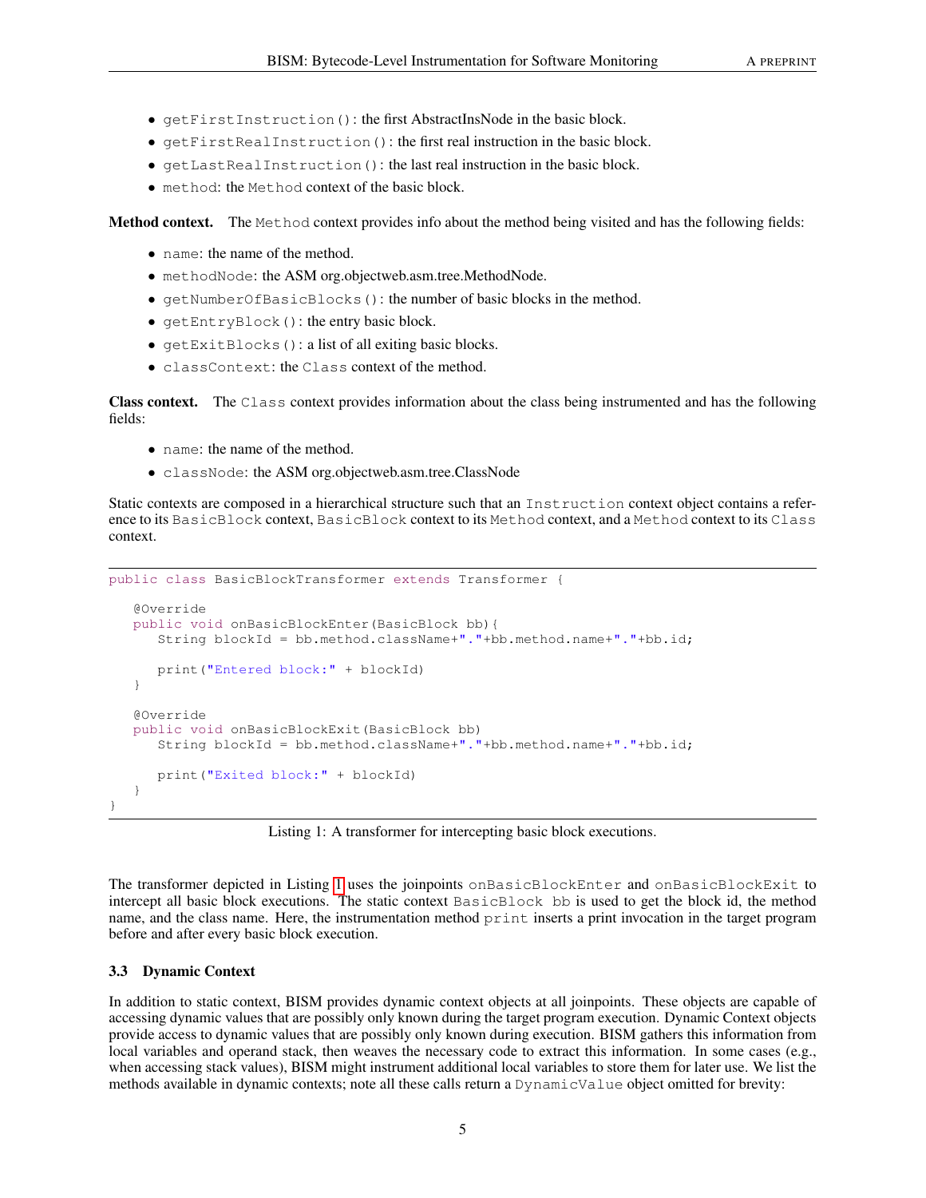- `getFirstInstruction()`: the first AbstractInsNode in the basic block.
- `getFirstRealInstruction()`: the first real instruction in the basic block.
- `getLastRealInstruction()`: the last real instruction in the basic block.
- `method`: the `Method` context of the basic block.

**Method context.** The `Method` context provides info about the method being visited and has the following fields:

- `name`: the name of the method.
- `methodNode`: the ASM org.objectweb.asm.tree.MethodNode.
- `getNumberOfBasicBlocks()`: the number of basic blocks in the method.
- `getEntryBlock()`: the entry basic block.
- `getExitBlocks()`: a list of all exiting basic blocks.
- `classContext`: the `Class` context of the method.

**Class context.** The `Class` context provides information about the class being instrumented and has the following fields:

- `name`: the name of the method.
- `classNode`: the ASM org.objectweb.asm.tree.ClassNode

Static contexts are composed in a hierarchical structure such that an `Instruction` context object contains a reference to its `BasicBlock` context, `BasicBlock` context to its `Method` context, and a `Method` context to its `Class` context.

```
public class BasicBlockTransformer extends Transformer {

   @Override
   public void onBasicBlockEnter(BasicBlock bb){
      String blockId = bb.method.className+"."+bb.method.name+"."+bb.id;

      print("Entered block:" + blockId)
   }

   @Override
   public void onBasicBlockExit(BasicBlock bb)
      String blockId = bb.method.className+"."+bb.method.name+"."+bb.id;

      print("Exited block:" + blockId)
   }
}
```

Listing 1: A transformer for intercepting basic block executions.

The transformer depicted in Listing 1 uses the joinpoints `onBasicBlockEnter` and `onBasicBlockExit` to intercept all basic block executions. The static context `BasicBlock bb` is used to get the block id, the method name, and the class name. Here, the instrumentation method `print` inserts a print invocation in the target program before and after every basic block execution.

### 3.3 Dynamic Context

In addition to static context, BISM provides dynamic context objects at all joinpoints. These objects are capable of accessing dynamic values that are possibly only known during the target program execution. Dynamic Context objects provide access to dynamic values that are possibly only known during execution. BISM gathers this information from local variables and operand stack, then weaves the necessary code to extract this information. In some cases (e.g., when accessing stack values), BISM might instrument additional local variables to store them for later use. We list the methods available in dynamic contexts; note all these calls return a `DynamicValue` object omitted for brevity: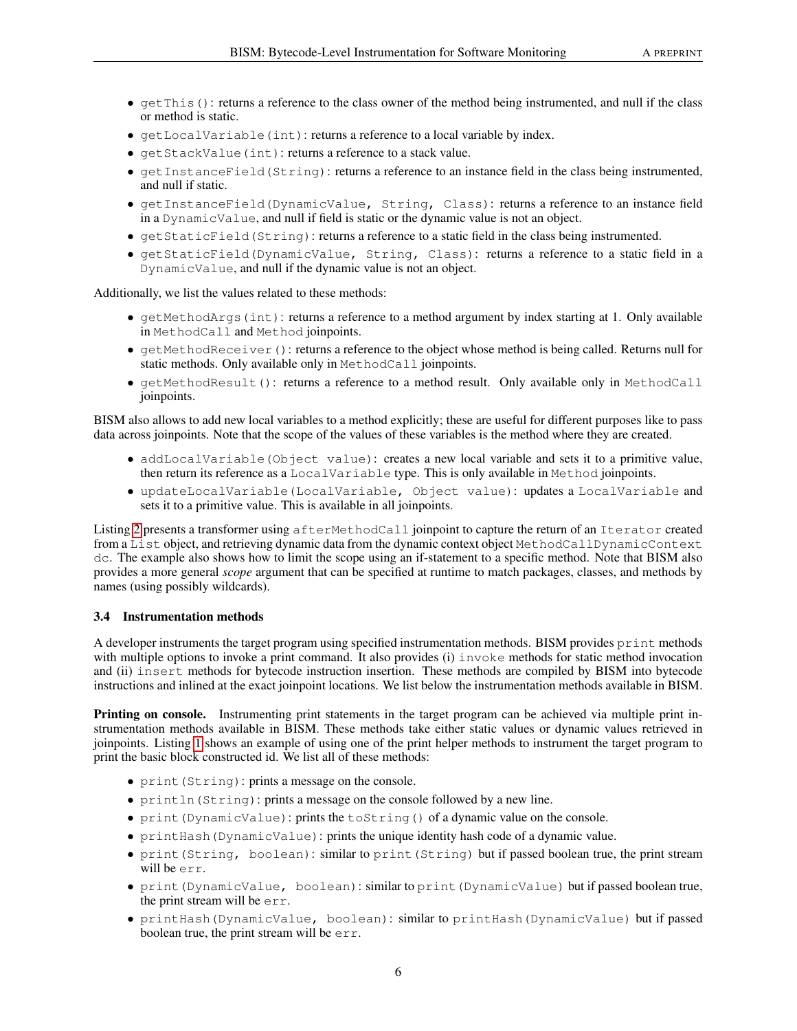- `getThis()`: returns a reference to the class owner of the method being instrumented, and null if the class or method is static.
- `getLocalVariable(int)`: returns a reference to a local variable by index.
- `getStackValue(int)`: returns a reference to a stack value.
- `getInstanceField(String)`: returns a reference to an instance field in the class being instrumented, and null if static.
- `getInstanceField(DynamicValue, String, Class)`: returns a reference to an instance field in a `DynamicValue`, and null if field is static or the dynamic value is not an object.
- `getStaticField(String)`: returns a reference to a static field in the class being instrumented.
- `getStaticField(DynamicValue, String, Class)`: returns a reference to a static field in a `DynamicValue`, and null if the dynamic value is not an object.

Additionally, we list the values related to these methods:

- `getMethodArgs(int)`: returns a reference to a method argument by index starting at 1. Only available in `MethodCall` and `Method` joinpoints.
- `getMethodReceiver()`: returns a reference to the object whose method is being called. Returns null for static methods. Only available only in `MethodCall` joinpoints.
- `getMethodResult()`: returns a reference to a method result. Only available only in `MethodCall` joinpoints.

BISM also allows to add new local variables to a method explicitly; these are useful for different purposes like to pass data across joinpoints. Note that the scope of the values of these variables is the method where they are created.

- `addLocalVariable(Object value)`: creates a new local variable and sets it to a primitive value, then return its reference as a `LocalVariable` type. This is only available in `Method` joinpoints.
- `updateLocalVariable(LocalVariable, Object value)`: updates a `LocalVariable` and sets it to a primitive value. This is available in all joinpoints.

Listing 2 presents a transformer using `afterMethodCall` joinpoint to capture the return of an `Iterator` created from a `List` object, and retrieving dynamic data from the dynamic context object `MethodCallDynamicContext dc`. The example also shows how to limit the scope using an if-statement to a specific method. Note that BISM also provides a more general *scope* argument that can be specified at runtime to match packages, classes, and methods by names (using possibly wildcards).

### 3.4 Instrumentation methods

A developer instruments the target program using specified instrumentation methods. BISM provides `print` methods with multiple options to invoke a print command. It also provides (i) `invoke` methods for static method invocation and (ii) `insert` methods for bytecode instruction insertion. These methods are compiled by BISM into bytecode instructions and inlined at the exact joinpoint locations. We list below the instrumentation methods available in BISM.

**Printing on console.** Instrumenting print statements in the target program can be achieved via multiple print instrumentation methods available in BISM. These methods take either static values or dynamic values retrieved in joinpoints. Listing 1 shows an example of using one of the print helper methods to instrument the target program to print the basic block constructed id. We list all of these methods:

- `print(String)`: prints a message on the console.
- `println(String)`: prints a message on the console followed by a new line.
- `print(DynamicValue)`: prints the `toString()` of a dynamic value on the console.
- `printHash(DynamicValue)`: prints the unique identity hash code of a dynamic value.
- `print(String, boolean)`: similar to `print(String)` but if passed boolean true, the print stream will be `err`.
- `print(DynamicValue, boolean)`: similar to `print(DynamicValue)` but if passed boolean true, the print stream will be `err`.
- `printHash(DynamicValue, boolean)`: similar to `printHash(DynamicValue)` but if passed boolean true, the print stream will be `err`.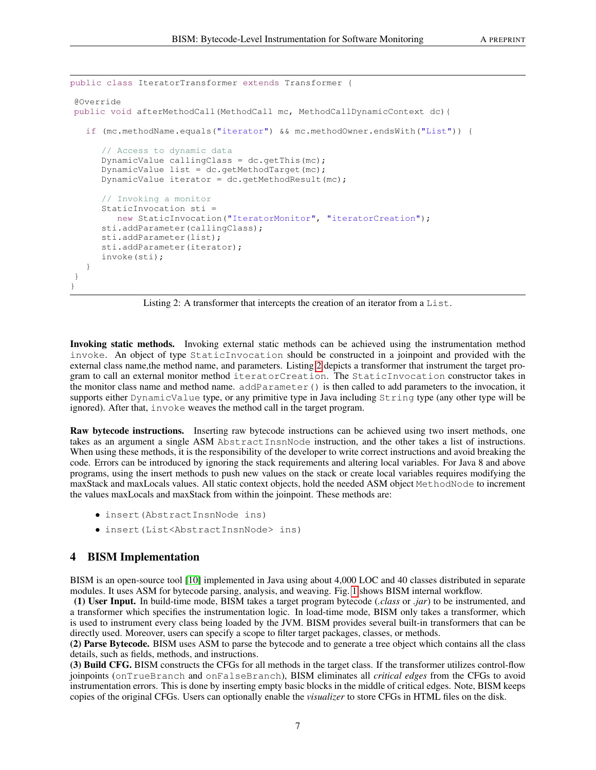```java
public class IteratorTransformer extends Transformer {

 @Override
 public void afterMethodCall(MethodCall mc, MethodCallDynamicContext dc){

   if (mc.methodName.equals("iterator") && mc.methodOwner.endsWith("List")) {

      // Access to dynamic data
      DynamicValue callingClass = dc.getThis(mc);
      DynamicValue list = dc.getMethodTarget(mc);
      DynamicValue iterator = dc.getMethodResult(mc);

      // Invoking a monitor
      StaticInvocation sti =
         new StaticInvocation("IteratorMonitor", "iteratorCreation");
      sti.addParameter(callingClass);
      sti.addParameter(list);
      sti.addParameter(iterator);
      invoke(sti);
   }
 }
}
```

Listing 2: A transformer that intercepts the creation of an iterator from a `List`.

**Invoking static methods.** Invoking external static methods can be achieved using the instrumentation method `invoke`. An object of type `StaticInvocation` should be constructed in a joinpoint and provided with the external class name,the method name, and parameters. Listing 2 depicts a transformer that instrument the target program to call an external monitor method `iteratorCreation`. The `StaticInvocation` constructor takes in the monitor class name and method name. `addParameter()` is then called to add parameters to the invocation, it supports either `DynamicValue` type, or any primitive type in Java including `String` type (any other type will be ignored). After that, `invoke` weaves the method call in the target program.

**Raw bytecode instructions.** Inserting raw bytecode instructions can be achieved using two insert methods, one takes as an argument a single ASM `AbstractInsnNode` instruction, and the other takes a list of instructions. When using these methods, it is the responsibility of the developer to write correct instructions and avoid breaking the code. Errors can be introduced by ignoring the stack requirements and altering local variables. For Java 8 and above programs, using the insert methods to push new values on the stack or create local variables requires modifying the maxStack and maxLocals values. All static context objects, hold the needed ASM object `MethodNode` to increment the values maxLocals and maxStack from within the joinpoint. These methods are:

- `insert(AbstractInsnNode ins)`
- `insert(List<AbstractInsnNode> ins)`

## 4 BISM Implementation

BISM is an open-source tool [10] implemented in Java using about 4,000 LOC and 40 classes distributed in separate modules. It uses ASM for bytecode parsing, analysis, and weaving. Fig. 1 shows BISM internal workflow.

**(1) User Input.** In build-time mode, BISM takes a target program bytecode (*.class* or *.jar*) to be instrumented, and a transformer which specifies the instrumentation logic. In load-time mode, BISM only takes a transformer, which is used to instrument every class being loaded by the JVM. BISM provides several built-in transformers that can be directly used. Moreover, users can specify a scope to filter target packages, classes, or methods.

**(2) Parse Bytecode.** BISM uses ASM to parse the bytecode and to generate a tree object which contains all the class details, such as fields, methods, and instructions.

**(3) Build CFG.** BISM constructs the CFGs for all methods in the target class. If the transformer utilizes control-flow joinpoints (`onTrueBranch` and `onFalseBranch`), BISM eliminates all *critical edges* from the CFGs to avoid instrumentation errors. This is done by inserting empty basic blocks in the middle of critical edges. Note, BISM keeps copies of the original CFGs. Users can optionally enable the *visualizer* to store CFGs in HTML files on the disk.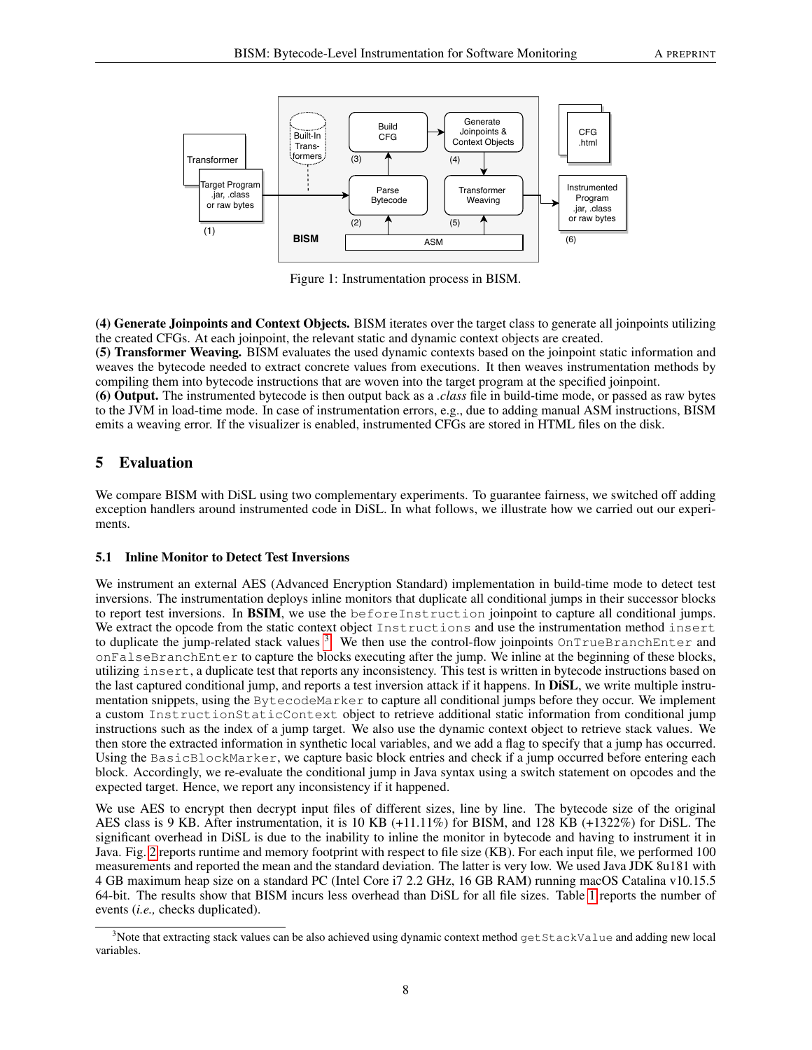Figure 1: Instrumentation process in BISM.

**(4) Generate Joinpoints and Context Objects.** BISM iterates over the target class to generate all joinpoints utilizing the created CFGs. At each joinpoint, the relevant static and dynamic context objects are created.
**(5) Transformer Weaving.** BISM evaluates the used dynamic contexts based on the joinpoint static information and weaves the bytecode needed to extract concrete values from executions. It then weaves instrumentation methods by compiling them into bytecode instructions that are woven into the target program at the specified joinpoint.
**(6) Output.** The instrumented bytecode is then output back as a *.class* file in build-time mode, or passed as raw bytes to the JVM in load-time mode. In case of instrumentation errors, e.g., due to adding manual ASM instructions, BISM emits a weaving error. If the visualizer is enabled, instrumented CFGs are stored in HTML files on the disk.

## 5 Evaluation

We compare BISM with DiSL using two complementary experiments. To guarantee fairness, we switched off adding exception handlers around instrumented code in DiSL. In what follows, we illustrate how we carried out our experiments.

### 5.1 Inline Monitor to Detect Test Inversions

We instrument an external AES (Advanced Encryption Standard) implementation in build-time mode to detect test inversions. The instrumentation deploys inline monitors that duplicate all conditional jumps in their successor blocks to report test inversions. In **BSIM**, we use the `beforeInstruction` joinpoint to capture all conditional jumps. We extract the opcode from the static context object `Instructions` and use the instrumentation method `insert` to duplicate the jump-related stack values [3]. We then use the control-flow joinpoints `OnTrueBranchEnter` and `onFalseBranchEnter` to capture the blocks executing after the jump. We inline at the beginning of these blocks, utilizing `insert`, a duplicate test that reports any inconsistency. This test is written in bytecode instructions based on the last captured conditional jump, and reports a test inversion attack if it happens. In **DiSL**, we write multiple instrumentation snippets, using the `BytecodeMarker` to capture all conditional jumps before they occur. We implement a custom `InstructionStaticContext` object to retrieve additional static information from conditional jump instructions such as the index of a jump target. We also use the dynamic context object to retrieve stack values. We then store the extracted information in synthetic local variables, and we add a flag to specify that a jump has occurred. Using the `BasicBlockMarker`, we capture basic block entries and check if a jump occurred before entering each block. Accordingly, we re-evaluate the conditional jump in Java syntax using a switch statement on opcodes and the expected target. Hence, we report any inconsistency if it happened.

We use AES to encrypt then decrypt input files of different sizes, line by line. The bytecode size of the original AES class is 9 KB. After instrumentation, it is 10 KB (+11.11%) for BISM, and 128 KB (+1322%) for DiSL. The significant overhead in DiSL is due to the inability to inline the monitor in bytecode and having to instrument it in Java. Fig. 2 reports runtime and memory footprint with respect to file size (KB). For each input file, we performed 100 measurements and reported the mean and the standard deviation. The latter is very low. We used Java JDK 8u181 with 4 GB maximum heap size on a standard PC (Intel Core i7 2.2 GHz, 16 GB RAM) running macOS Catalina v10.15.5 64-bit. The results show that BISM incurs less overhead than DiSL for all file sizes. Table 1 reports the number of events (*i.e.,* checks duplicated).

[3] Note that extracting stack values can be also achieved using dynamic context method `getStackValue` and adding new local variables.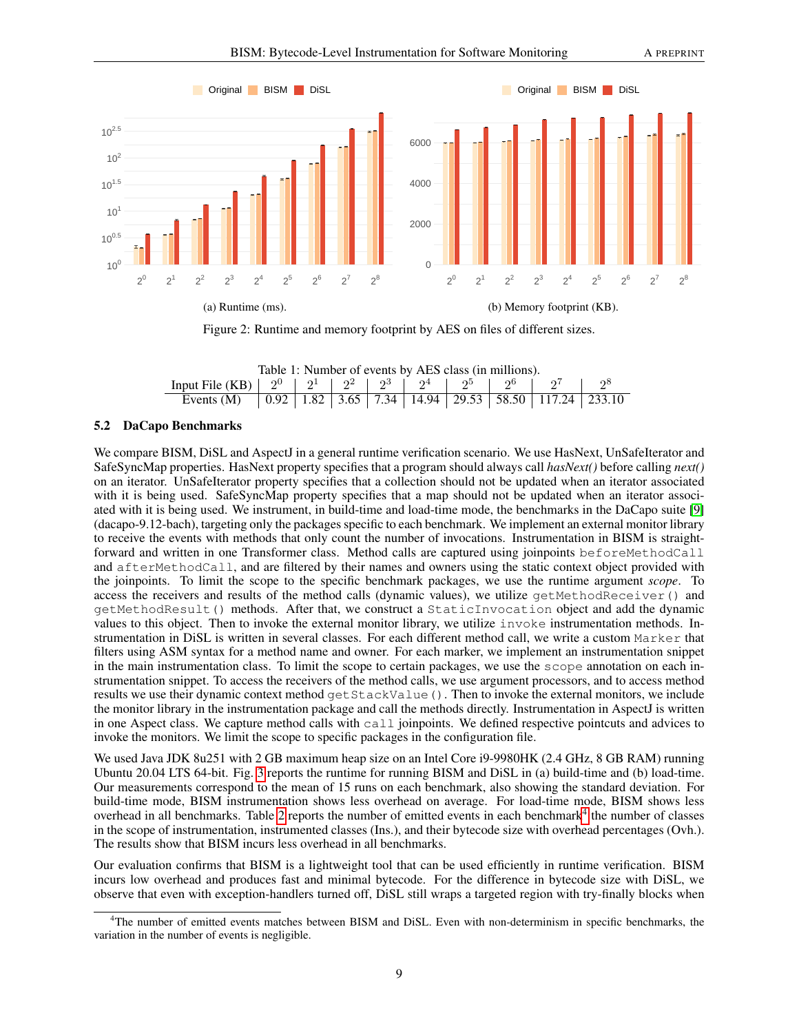Figure 2: Runtime and memory footprint by AES on files of different sizes.

(a) Runtime (ms).

(b) Memory footprint (KB).

Table 1: Number of events by AES class (in millions).

| Input File (KB) | $2^0$ | $2^1$ | $2^2$ | $2^3$ | $2^4$ | $2^5$ | $2^6$ | $2^7$ | $2^8$ |
|---|---|---|---|---|---|---|---|---|---|
| Events (M) | 0.92 | 1.82 | 3.65 | 7.34 | 14.94 | 29.53 | 58.50 | 117.24 | 233.10 |

### 5.2 DaCapo Benchmarks

We compare BISM, DiSL and AspectJ in a general runtime verification scenario. We use HasNext, UnSafeIterator and SafeSyncMap properties. HasNext property specifies that a program should always call *hasNext()* before calling *next()* on an iterator. UnSafeIterator property specifies that a collection should not be updated when an iterator associated with it is being used. SafeSyncMap property specifies that a map should not be updated when an iterator associated with it is being used. We instrument, in build-time and load-time mode, the benchmarks in the DaCapo suite [9] (dacapo-9.12-bach), targeting only the packages specific to each benchmark. We implement an external monitor library to receive the events with methods that only count the number of invocations. Instrumentation in BISM is straightforward and written in one Transformer class. Method calls are captured using joinpoints `beforeMethodCall` and `afterMethodCall`, and are filtered by their names and owners using the static context object provided with the joinpoints. To limit the scope to the specific benchmark packages, we use the runtime argument *scope*. To access the receivers and results of the method calls (dynamic values), we utilize `getMethodReceiver()` and `getMethodResult()` methods. After that, we construct a `StaticInvocation` object and add the dynamic values to this object. Then to invoke the external monitor library, we utilize `invoke` instrumentation methods. Instrumentation in DiSL is written in several classes. For each different method call, we write a custom `Marker` that filters using ASM syntax for a method name and owner. For each marker, we implement an instrumentation snippet in the main instrumentation class. To limit the scope to certain packages, we use the `scope` annotation on each instrumentation snippet. To access the receivers of the method calls, we use argument processors, and to access method results we use their dynamic context method `getStackValue()`. Then to invoke the external monitors, we include the monitor library in the instrumentation package and call the methods directly. Instrumentation in AspectJ is written in one Aspect class. We capture method calls with `call` joinpoints. We defined respective pointcuts and advices to invoke the monitors. We limit the scope to specific packages in the configuration file.

We used Java JDK 8u251 with 2 GB maximum heap size on an Intel Core i9-9980HK (2.4 GHz, 8 GB RAM) running Ubuntu 20.04 LTS 64-bit. Fig. 3 reports the runtime for running BISM and DiSL in (a) build-time and (b) load-time. Our measurements correspond to the mean of 15 runs on each benchmark, also showing the standard deviation. For build-time mode, BISM instrumentation shows less overhead on average. For load-time mode, BISM shows less overhead in all benchmarks. Table 2 reports the number of emitted events in each benchmark[4] the number of classes in the scope of instrumentation, instrumented classes (Ins.), and their bytecode size with overhead percentages (Ovh.). The results show that BISM incurs less overhead in all benchmarks.

Our evaluation confirms that BISM is a lightweight tool that can be used efficiently in runtime verification. BISM incurs low overhead and produces fast and minimal bytecode. For the difference in bytecode size with DiSL, we observe that even with exception-handlers turned off, DiSL still wraps a targeted region with try-finally blocks when

[4] The number of emitted events matches between BISM and DiSL. Even with non-determinism in specific benchmarks, the variation in the number of events is negligible.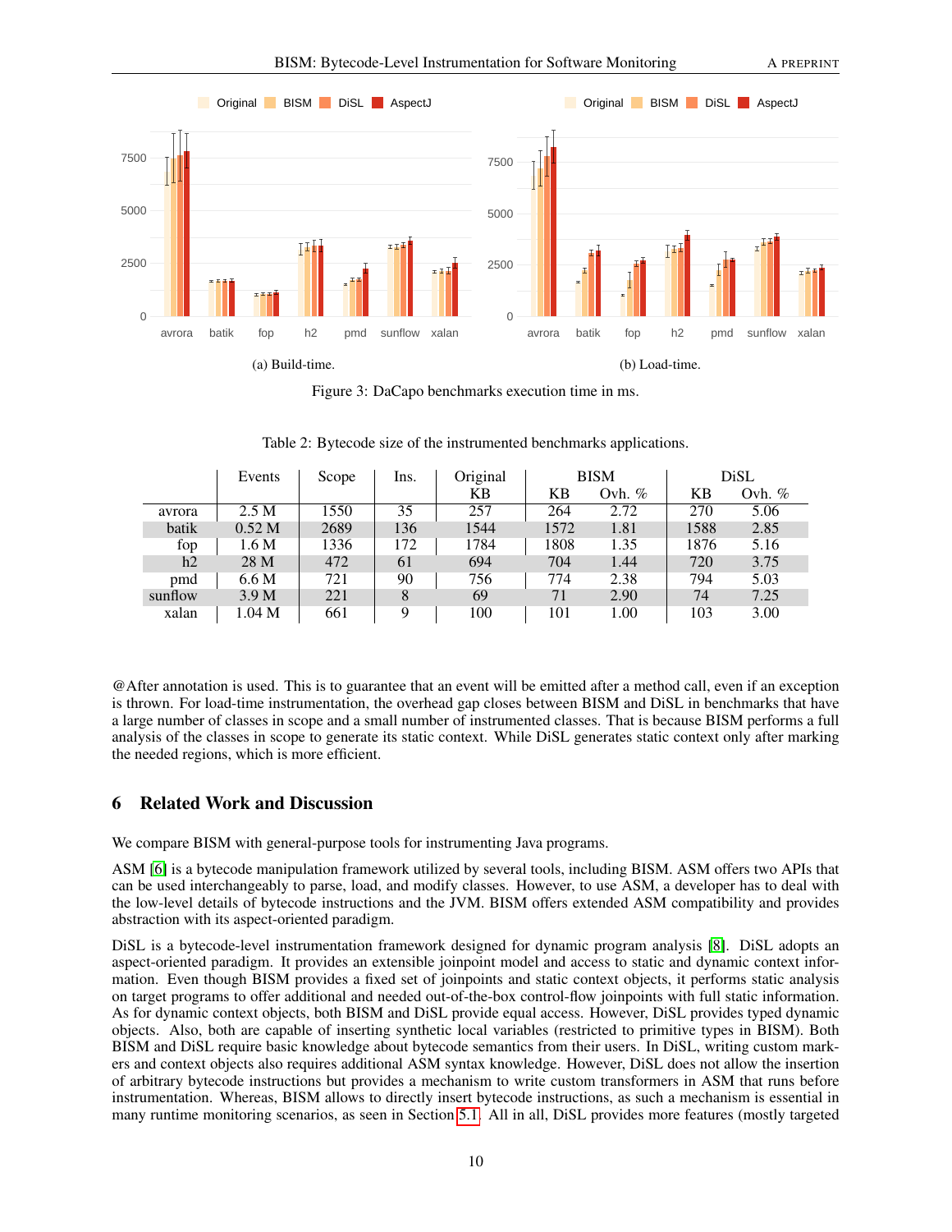Figure 3: DaCapo benchmarks execution time in ms.

(a) Build-time.

(b) Load-time.

Table 2: Bytecode size of the instrumented benchmarks applications.

| | Events | Scope | Ins. | Original | BISM | | DiSL | |
|---|---|---|---|---|---|---|---|---|
| | | | | KB | KB | Ovh. % | KB | Ovh. % |
| avrora | 2.5 M | 1550 | 35 | 257 | 264 | 2.72 | 270 | 5.06 |
| batik | 0.52 M | 2689 | 136 | 1544 | 1572 | 1.81 | 1588 | 2.85 |
| fop | 1.6 M | 1336 | 172 | 1784 | 1808 | 1.35 | 1876 | 5.16 |
| h2 | 28 M | 472 | 61 | 694 | 704 | 1.44 | 720 | 3.75 |
| pmd | 6.6 M | 721 | 90 | 756 | 774 | 2.38 | 794 | 5.03 |
| sunflow | 3.9 M | 221 | 8 | 69 | 71 | 2.90 | 74 | 7.25 |
| xalan | 1.04 M | 661 | 9 | 100 | 101 | 1.00 | 103 | 3.00 |

@After annotation is used. This is to guarantee that an event will be emitted after a method call, even if an exception is thrown. For load-time instrumentation, the overhead gap closes between BISM and DiSL in benchmarks that have a large number of classes in scope and a small number of instrumented classes. That is because BISM performs a full analysis of the classes in scope to generate its static context. While DiSL generates static context only after marking the needed regions, which is more efficient.

## 6 Related Work and Discussion

We compare BISM with general-purpose tools for instrumenting Java programs.

ASM [6] is a bytecode manipulation framework utilized by several tools, including BISM. ASM offers two APIs that can be used interchangeably to parse, load, and modify classes. However, to use ASM, a developer has to deal with the low-level details of bytecode instructions and the JVM. BISM offers extended ASM compatibility and provides abstraction with its aspect-oriented paradigm.

DiSL is a bytecode-level instrumentation framework designed for dynamic program analysis [8]. DiSL adopts an aspect-oriented paradigm. It provides an extensible joinpoint model and access to static and dynamic context information. Even though BISM provides a fixed set of joinpoints and static context objects, it performs static analysis on target programs to offer additional and needed out-of-the-box control-flow joinpoints with full static information. As for dynamic context objects, both BISM and DiSL provide equal access. However, DiSL provides typed dynamic objects. Also, both are capable of inserting synthetic local variables (restricted to primitive types in BISM). Both BISM and DiSL require basic knowledge about bytecode semantics from their users. In DiSL, writing custom markers and context objects also requires additional ASM syntax knowledge. However, DiSL does not allow the insertion of arbitrary bytecode instructions but provides a mechanism to write custom transformers in ASM that runs before instrumentation. Whereas, BISM allows to directly insert bytecode instructions, as such a mechanism is essential in many runtime monitoring scenarios, as seen in Section 5.1. All in all, DiSL provides more features (mostly targeted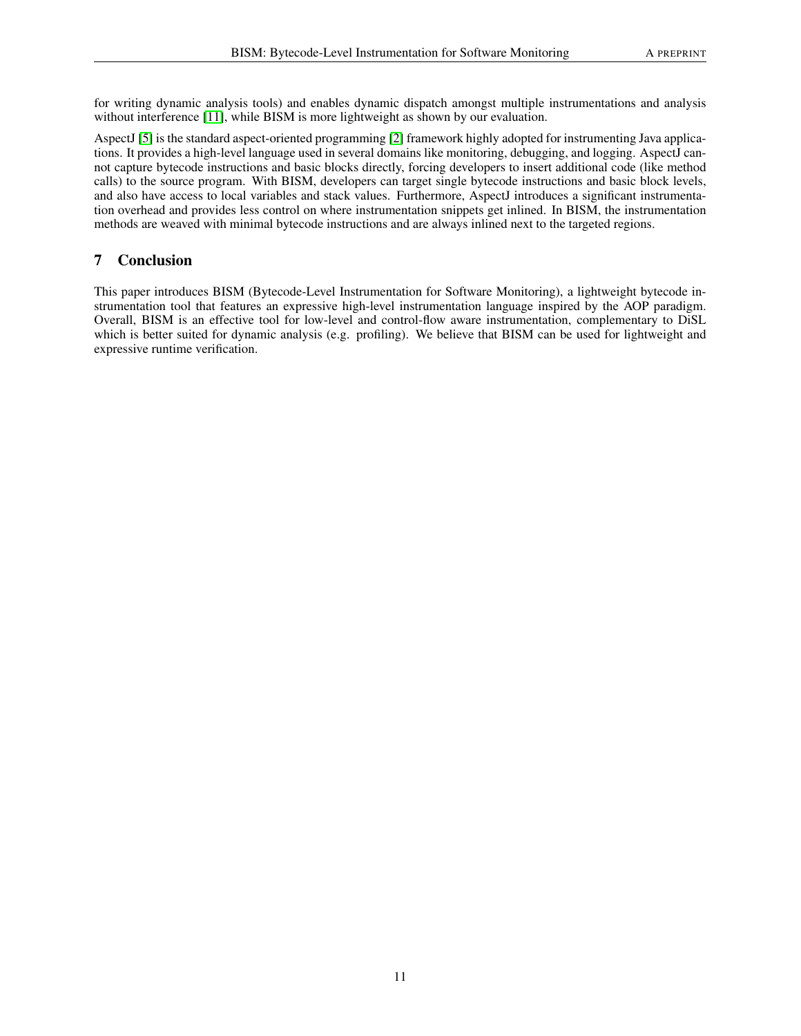for writing dynamic analysis tools) and enables dynamic dispatch amongst multiple instrumentations and analysis without interference [11], while BISM is more lightweight as shown by our evaluation.

AspectJ [5] is the standard aspect-oriented programming [2] framework highly adopted for instrumenting Java applications. It provides a high-level language used in several domains like monitoring, debugging, and logging. AspectJ cannot capture bytecode instructions and basic blocks directly, forcing developers to insert additional code (like method calls) to the source program. With BISM, developers can target single bytecode instructions and basic block levels, and also have access to local variables and stack values. Furthermore, AspectJ introduces a significant instrumentation overhead and provides less control on where instrumentation snippets get inlined. In BISM, the instrumentation methods are weaved with minimal bytecode instructions and are always inlined next to the targeted regions.

## 7 Conclusion

This paper introduces BISM (Bytecode-Level Instrumentation for Software Monitoring), a lightweight bytecode instrumentation tool that features an expressive high-level instrumentation language inspired by the AOP paradigm. Overall, BISM is an effective tool for low-level and control-flow aware instrumentation, complementary to DiSL which is better suited for dynamic analysis (e.g. profiling). We believe that BISM can be used for lightweight and expressive runtime verification.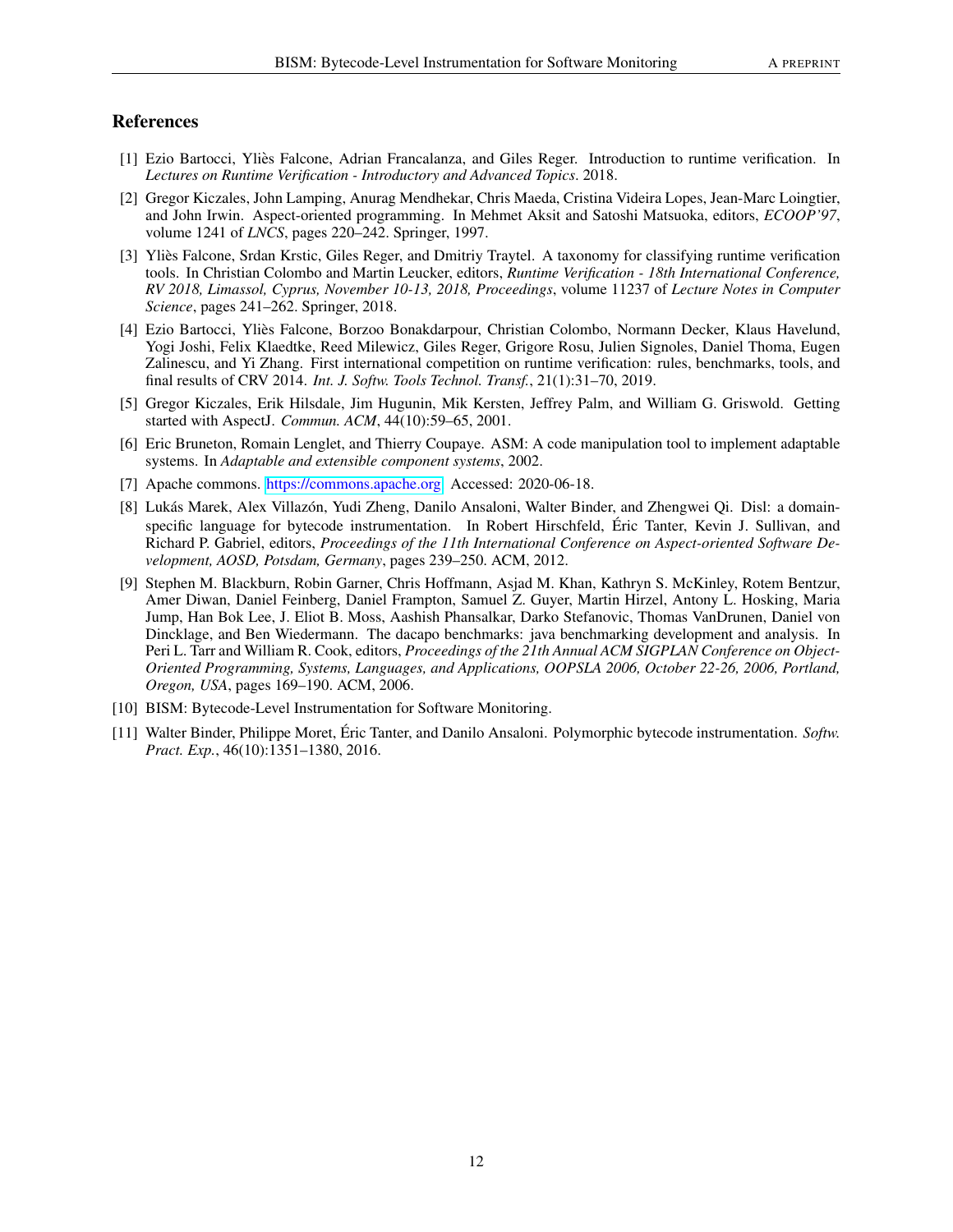## References

[1] Ezio Bartocci, Yliès Falcone, Adrian Francalanza, and Giles Reger. Introduction to runtime verification. In *Lectures on Runtime Verification - Introductory and Advanced Topics*. 2018.

[2] Gregor Kiczales, John Lamping, Anurag Mendhekar, Chris Maeda, Cristina Videira Lopes, Jean-Marc Loingtier, and John Irwin. Aspect-oriented programming. In Mehmet Aksit and Satoshi Matsuoka, editors, *ECOOP'97*, volume 1241 of *LNCS*, pages 220–242. Springer, 1997.

[3] Yliès Falcone, Srdan Krstic, Giles Reger, and Dmitriy Traytel. A taxonomy for classifying runtime verification tools. In Christian Colombo and Martin Leucker, editors, *Runtime Verification - 18th International Conference, RV 2018, Limassol, Cyprus, November 10-13, 2018, Proceedings*, volume 11237 of *Lecture Notes in Computer Science*, pages 241–262. Springer, 2018.

[4] Ezio Bartocci, Yliès Falcone, Borzoo Bonakdarpour, Christian Colombo, Normann Decker, Klaus Havelund, Yogi Joshi, Felix Klaedtke, Reed Milewicz, Giles Reger, Grigore Rosu, Julien Signoles, Daniel Thoma, Eugen Zalinescu, and Yi Zhang. First international competition on runtime verification: rules, benchmarks, tools, and final results of CRV 2014. *Int. J. Softw. Tools Technol. Transf.*, 21(1):31–70, 2019.

[5] Gregor Kiczales, Erik Hilsdale, Jim Hugunin, Mik Kersten, Jeffrey Palm, and William G. Griswold. Getting started with AspectJ. *Commun. ACM*, 44(10):59–65, 2001.

[6] Eric Bruneton, Romain Lenglet, and Thierry Coupaye. ASM: A code manipulation tool to implement adaptable systems. In *Adaptable and extensible component systems*, 2002.

[7] Apache commons. https://commons.apache.org. Accessed: 2020-06-18.

[8] Lukás Marek, Alex Villazón, Yudi Zheng, Danilo Ansaloni, Walter Binder, and Zhengwei Qi. Disl: a domain-specific language for bytecode instrumentation. In Robert Hirschfeld, Éric Tanter, Kevin J. Sullivan, and Richard P. Gabriel, editors, *Proceedings of the 11th International Conference on Aspect-oriented Software Development, AOSD, Potsdam, Germany*, pages 239–250. ACM, 2012.

[9] Stephen M. Blackburn, Robin Garner, Chris Hoffmann, Asjad M. Khan, Kathryn S. McKinley, Rotem Bentzur, Amer Diwan, Daniel Feinberg, Daniel Frampton, Samuel Z. Guyer, Martin Hirzel, Antony L. Hosking, Maria Jump, Han Bok Lee, J. Eliot B. Moss, Aashish Phansalkar, Darko Stefanovic, Thomas VanDrunen, Daniel von Dincklage, and Ben Wiedermann. The dacapo benchmarks: java benchmarking development and analysis. In Peri L. Tarr and William R. Cook, editors, *Proceedings of the 21th Annual ACM SIGPLAN Conference on Object-Oriented Programming, Systems, Languages, and Applications, OOPSLA 2006, October 22-26, 2006, Portland, Oregon, USA*, pages 169–190. ACM, 2006.

[10] BISM: Bytecode-Level Instrumentation for Software Monitoring.

[11] Walter Binder, Philippe Moret, Éric Tanter, and Danilo Ansaloni. Polymorphic bytecode instrumentation. *Softw. Pract. Exp.*, 46(10):1351–1380, 2016.